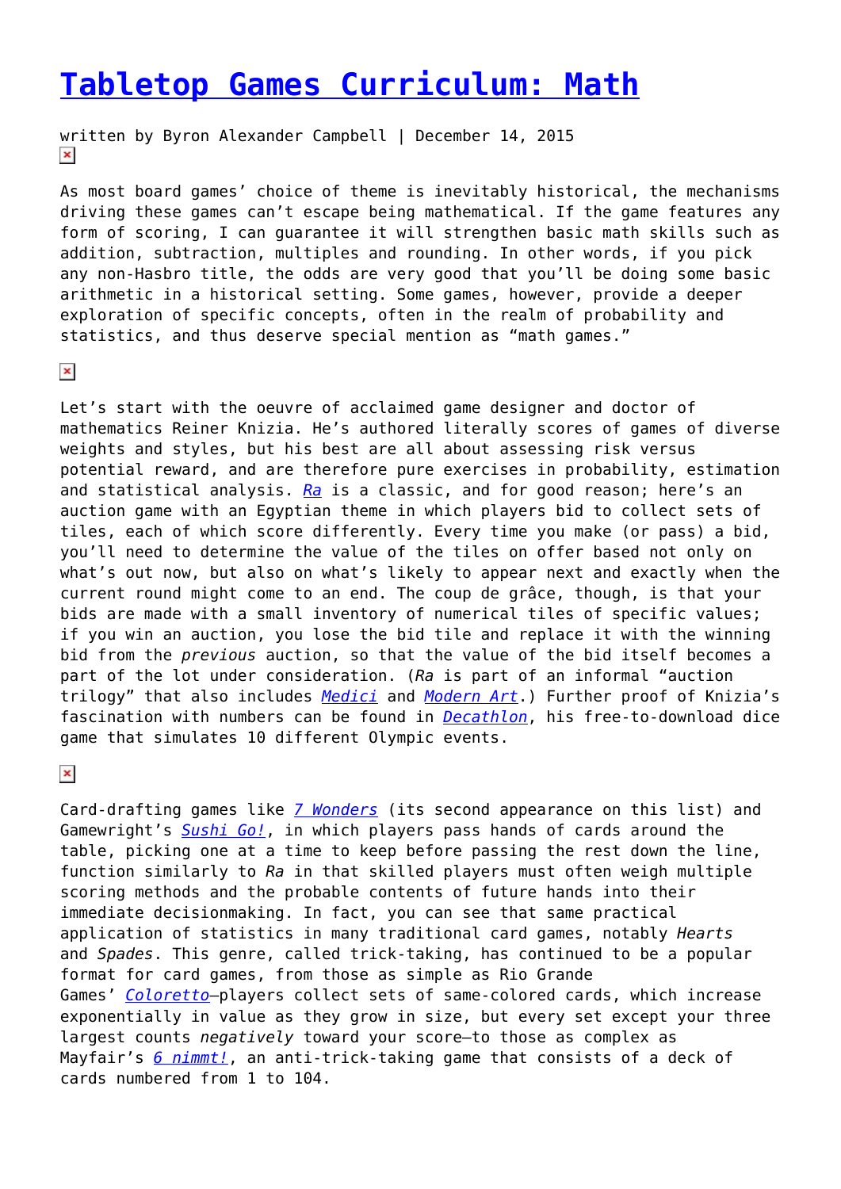# Tabletop Games Curriculum: Math

written by Byron Alexander Campbell | December 14, 2015

As most board games' choice of theme is inevitably historical, the mechanisms driving these games can't escape being mathematical. If the game features any form of scoring, I can guarantee it will strengthen basic math skills such as addition, subtraction, multiples and rounding. In other words, if you pick any non-Hasbro title, the odds are very good that you'll be doing some basic arithmetic in a historical setting. Some games, however, provide a deeper exploration of specific concepts, often in the realm of probability and statistics, and thus deserve special mention as "math games."

Let's start with the oeuvre of acclaimed game designer and doctor of mathematics Reiner Knizia. He's authored literally scores of games of diverse weights and styles, but his best are all about assessing risk versus potential reward, and are therefore pure exercises in probability, estimation and statistical analysis. *Ra* is a classic, and for good reason; here's an auction game with an Egyptian theme in which players bid to collect sets of tiles, each of which score differently. Every time you make (or pass) a bid, you'll need to determine the value of the tiles on offer based not only on what's out now, but also on what's likely to appear next and exactly when the current round might come to an end. The coup de grâce, though, is that your bids are made with a small inventory of numerical tiles of specific values; if you win an auction, you lose the bid tile and replace it with the winning bid from the *previous* auction, so that the value of the bid itself becomes a part of the lot under consideration. (*Ra* is part of an informal "auction trilogy" that also includes *Medici* and *Modern Art*.) Further proof of Knizia's fascination with numbers can be found in *Decathlon*, his free-to-download dice game that simulates 10 different Olympic events.

Card-drafting games like *7 Wonders* (its second appearance on this list) and Gamewright's *Sushi Go!*, in which players pass hands of cards around the table, picking one at a time to keep before passing the rest down the line, function similarly to *Ra* in that skilled players must often weigh multiple scoring methods and the probable contents of future hands into their immediate decisionmaking. In fact, you can see that same practical application of statistics in many traditional card games, notably *Hearts* and *Spades*. This genre, called trick-taking, has continued to be a popular format for card games, from those as simple as Rio Grande Games' *Coloretto*—players collect sets of same-colored cards, which increase exponentially in value as they grow in size, but every set except your three largest counts *negatively* toward your score—to those as complex as Mayfair's *6 nimmt!*, an anti-trick-taking game that consists of a deck of cards numbered from 1 to 104.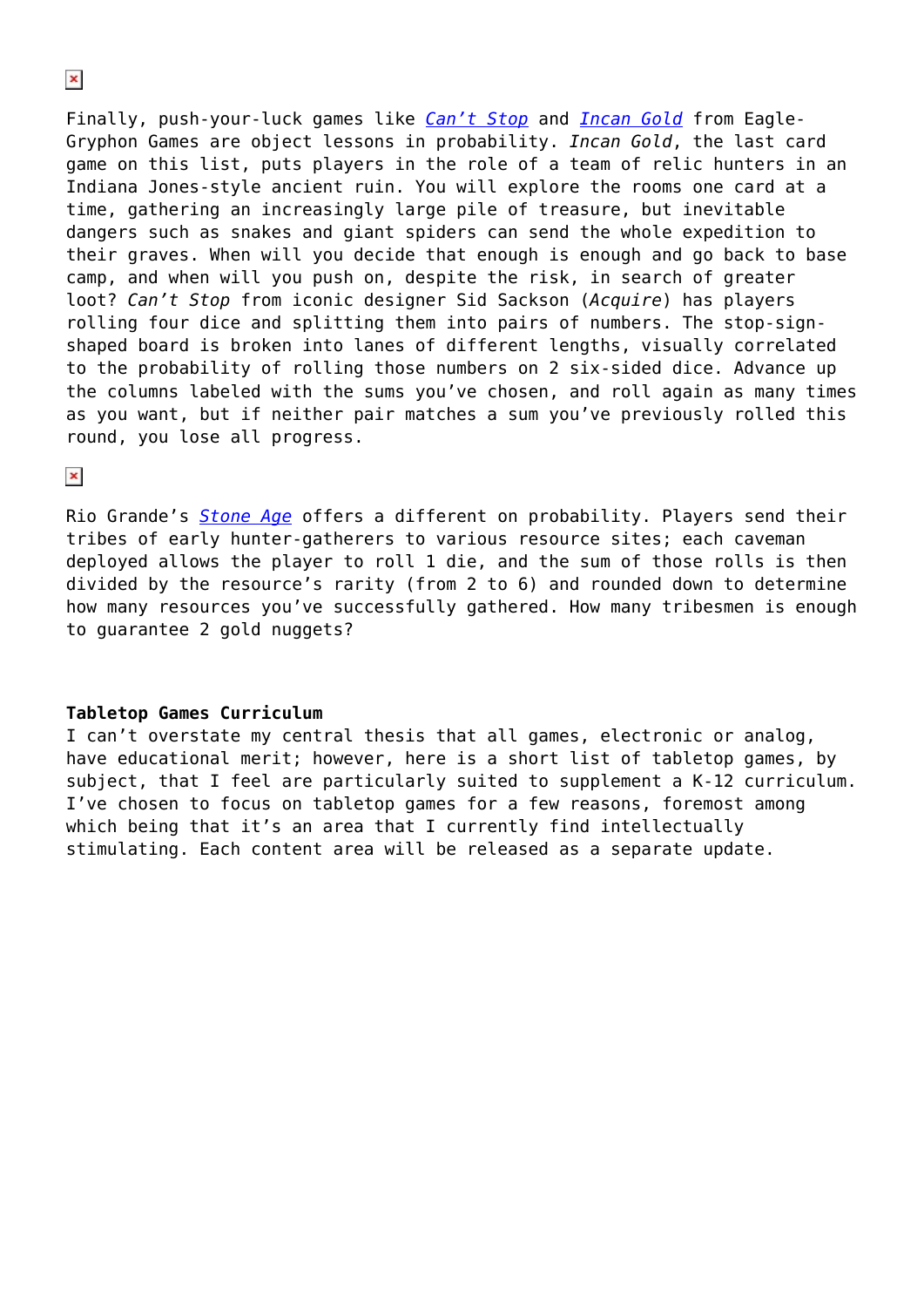Finally, push-your-luck games like *Can't Stop* and *Incan Gold* from Eagle-Gryphon Games are object lessons in probability. *Incan Gold*, the last card game on this list, puts players in the role of a team of relic hunters in an Indiana Jones-style ancient ruin. You will explore the rooms one card at a time, gathering an increasingly large pile of treasure, but inevitable dangers such as snakes and giant spiders can send the whole expedition to their graves. When will you decide that enough is enough and go back to base camp, and when will you push on, despite the risk, in search of greater loot? *Can't Stop* from iconic designer Sid Sackson (*Acquire*) has players rolling four dice and splitting them into pairs of numbers. The stop-sign-shaped board is broken into lanes of different lengths, visually correlated to the probability of rolling those numbers on 2 six-sided dice. Advance up the columns labeled with the sums you've chosen, and roll again as many times as you want, but if neither pair matches a sum you've previously rolled this round, you lose all progress.

Rio Grande's *Stone Age* offers a different on probability. Players send their tribes of early hunter-gatherers to various resource sites; each caveman deployed allows the player to roll 1 die, and the sum of those rolls is then divided by the resource's rarity (from 2 to 6) and rounded down to determine how many resources you've successfully gathered. How many tribesmen is enough to guarantee 2 gold nuggets?

**Tabletop Games Curriculum**

I can't overstate my central thesis that all games, electronic or analog, have educational merit; however, here is a short list of tabletop games, by subject, that I feel are particularly suited to supplement a K-12 curriculum. I've chosen to focus on tabletop games for a few reasons, foremost among which being that it's an area that I currently find intellectually stimulating. Each content area will be released as a separate update.